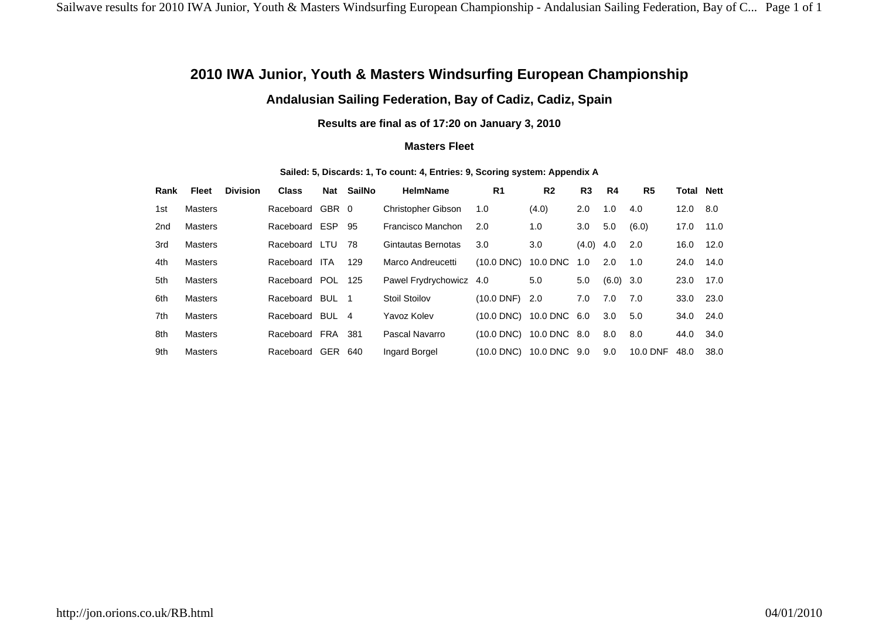# 2010 IWA Junior, Youth & Masters Windsurfing European Championship

## Andalusian Sailing Federation, Bay of Cadiz, Cadiz, Spain

**Results are final as of 17:20 on January 3, 2010**

### Masters Fleet

**Sailed: 5, Discards: 1, To count: 4, Entries: 9, Scoring system: Appendix A**

| Rank | Fleet | Division | Class | Nat | SailNo | HelmName | R1 | R2 | R3 | R4 | R5 | Total | Nett |
|---|---|---|---|---|---|---|---|---|---|---|---|---|---|
| 1st | Masters | | Raceboard | GBR | 0 | Christopher Gibson | 1.0 | (4.0) | 2.0 | 1.0 | 4.0 | 12.0 | 8.0 |
| 2nd | Masters | | Raceboard | ESP | 95 | Francisco Manchon | 2.0 | 1.0 | 3.0 | 5.0 | (6.0) | 17.0 | 11.0 |
| 3rd | Masters | | Raceboard | LTU | 78 | Gintautas Bernotas | 3.0 | 3.0 | (4.0) | 4.0 | 2.0 | 16.0 | 12.0 |
| 4th | Masters | | Raceboard | ITA | 129 | Marco Andreucetti | (10.0 DNC) | 10.0 DNC | 1.0 | 2.0 | 1.0 | 24.0 | 14.0 |
| 5th | Masters | | Raceboard | POL | 125 | Pawel Frydrychowicz | 4.0 | 5.0 | 5.0 | (6.0) | 3.0 | 23.0 | 17.0 |
| 6th | Masters | | Raceboard | BUL | 1 | Stoil Stoilov | (10.0 DNF) | 2.0 | 7.0 | 7.0 | 7.0 | 33.0 | 23.0 |
| 7th | Masters | | Raceboard | BUL | 4 | Yavoz Kolev | (10.0 DNC) | 10.0 DNC | 6.0 | 3.0 | 5.0 | 34.0 | 24.0 |
| 8th | Masters | | Raceboard | FRA | 381 | Pascal Navarro | (10.0 DNC) | 10.0 DNC | 8.0 | 8.0 | 8.0 | 44.0 | 34.0 |
| 9th | Masters | | Raceboard | GER | 640 | Ingard Borgel | (10.0 DNC) | 10.0 DNC | 9.0 | 9.0 | 10.0 DNF | 48.0 | 38.0 |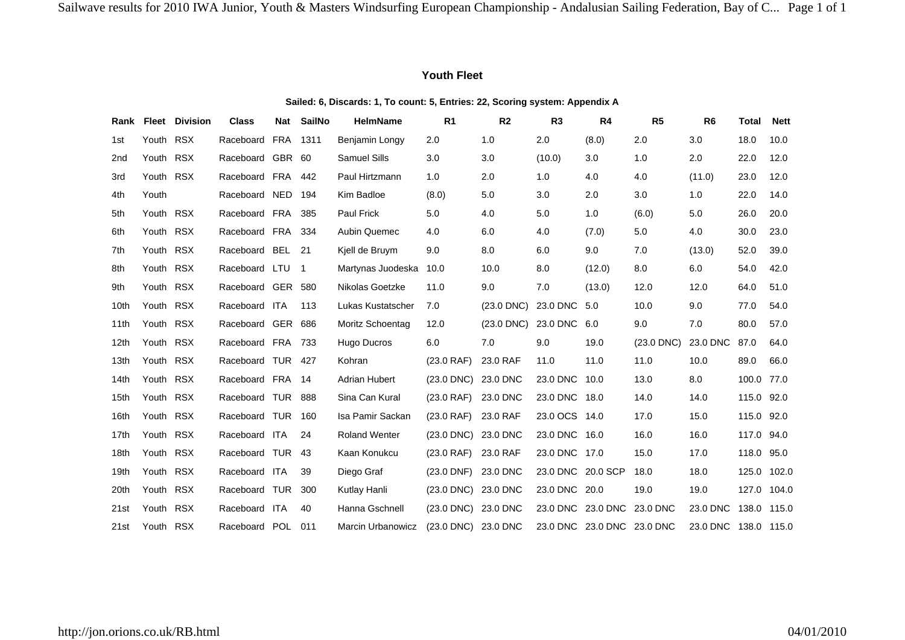## Youth Fleet

**Sailed: 6, Discards: 1, To count: 5, Entries: 22, Scoring system: Appendix A**

| Rank | Fleet | Division | Class | Nat | SailNo | HelmName | R1 | R2 | R3 | R4 | R5 | R6 | Total | Nett |
|---|---|---|---|---|---|---|---|---|---|---|---|---|---|---|
| 1st | Youth | RSX | Raceboard | FRA | 1311 | Benjamin Longy | 2.0 | 1.0 | 2.0 | (8.0) | 2.0 | 3.0 | 18.0 | 10.0 |
| 2nd | Youth | RSX | Raceboard | GBR | 60 | Samuel Sills | 3.0 | 3.0 | (10.0) | 3.0 | 1.0 | 2.0 | 22.0 | 12.0 |
| 3rd | Youth | RSX | Raceboard | FRA | 442 | Paul Hirtzmann | 1.0 | 2.0 | 1.0 | 4.0 | 4.0 | (11.0) | 23.0 | 12.0 |
| 4th | Youth | | Raceboard | NED | 194 | Kim Badloe | (8.0) | 5.0 | 3.0 | 2.0 | 3.0 | 1.0 | 22.0 | 14.0 |
| 5th | Youth | RSX | Raceboard | FRA | 385 | Paul Frick | 5.0 | 4.0 | 5.0 | 1.0 | (6.0) | 5.0 | 26.0 | 20.0 |
| 6th | Youth | RSX | Raceboard | FRA | 334 | Aubin Quemec | 4.0 | 6.0 | 4.0 | (7.0) | 5.0 | 4.0 | 30.0 | 23.0 |
| 7th | Youth | RSX | Raceboard | BEL | 21 | Kjell de Bruym | 9.0 | 8.0 | 6.0 | 9.0 | 7.0 | (13.0) | 52.0 | 39.0 |
| 8th | Youth | RSX | Raceboard | LTU | 1 | Martynas Juodeska | 10.0 | 10.0 | 8.0 | (12.0) | 8.0 | 6.0 | 54.0 | 42.0 |
| 9th | Youth | RSX | Raceboard | GER | 580 | Nikolas Goetzke | 11.0 | 9.0 | 7.0 | (13.0) | 12.0 | 12.0 | 64.0 | 51.0 |
| 10th | Youth | RSX | Raceboard | ITA | 113 | Lukas Kustatscher | 7.0 | (23.0 DNC) | 23.0 DNC | 5.0 | 10.0 | 9.0 | 77.0 | 54.0 |
| 11th | Youth | RSX | Raceboard | GER | 686 | Moritz Schoentag | 12.0 | (23.0 DNC) | 23.0 DNC | 6.0 | 9.0 | 7.0 | 80.0 | 57.0 |
| 12th | Youth | RSX | Raceboard | FRA | 733 | Hugo Ducros | 6.0 | 7.0 | 9.0 | 19.0 | (23.0 DNC) | 23.0 DNC | 87.0 | 64.0 |
| 13th | Youth | RSX | Raceboard | TUR | 427 | Kohran | (23.0 RAF) | 23.0 RAF | 11.0 | 11.0 | 11.0 | 10.0 | 89.0 | 66.0 |
| 14th | Youth | RSX | Raceboard | FRA | 14 | Adrian Hubert | (23.0 DNC) | 23.0 DNC | 23.0 DNC | 10.0 | 13.0 | 8.0 | 100.0 | 77.0 |
| 15th | Youth | RSX | Raceboard | TUR | 888 | Sina Can Kural | (23.0 RAF) | 23.0 DNC | 23.0 DNC | 18.0 | 14.0 | 14.0 | 115.0 | 92.0 |
| 16th | Youth | RSX | Raceboard | TUR | 160 | Isa Pamir Sackan | (23.0 RAF) | 23.0 RAF | 23.0 OCS | 14.0 | 17.0 | 15.0 | 115.0 | 92.0 |
| 17th | Youth | RSX | Raceboard | ITA | 24 | Roland Wenter | (23.0 DNC) | 23.0 DNC | 23.0 DNC | 16.0 | 16.0 | 16.0 | 117.0 | 94.0 |
| 18th | Youth | RSX | Raceboard | TUR | 43 | Kaan Konukcu | (23.0 RAF) | 23.0 RAF | 23.0 DNC | 17.0 | 15.0 | 17.0 | 118.0 | 95.0 |
| 19th | Youth | RSX | Raceboard | ITA | 39 | Diego Graf | (23.0 DNF) | 23.0 DNC | 23.0 DNC | 20.0 SCP | 18.0 | 18.0 | 125.0 | 102.0 |
| 20th | Youth | RSX | Raceboard | TUR | 300 | Kutlay Hanli | (23.0 DNC) | 23.0 DNC | 23.0 DNC | 20.0 | 19.0 | 19.0 | 127.0 | 104.0 |
| 21st | Youth | RSX | Raceboard | ITA | 40 | Hanna Gschnell | (23.0 DNC) | 23.0 DNC | 23.0 DNC | 23.0 DNC | 23.0 DNC | 23.0 DNC | 138.0 | 115.0 |
| 21st | Youth | RSX | Raceboard | POL | 011 | Marcin Urbanowicz | (23.0 DNC) | 23.0 DNC | 23.0 DNC | 23.0 DNC | 23.0 DNC | 23.0 DNC | 138.0 | 115.0 |